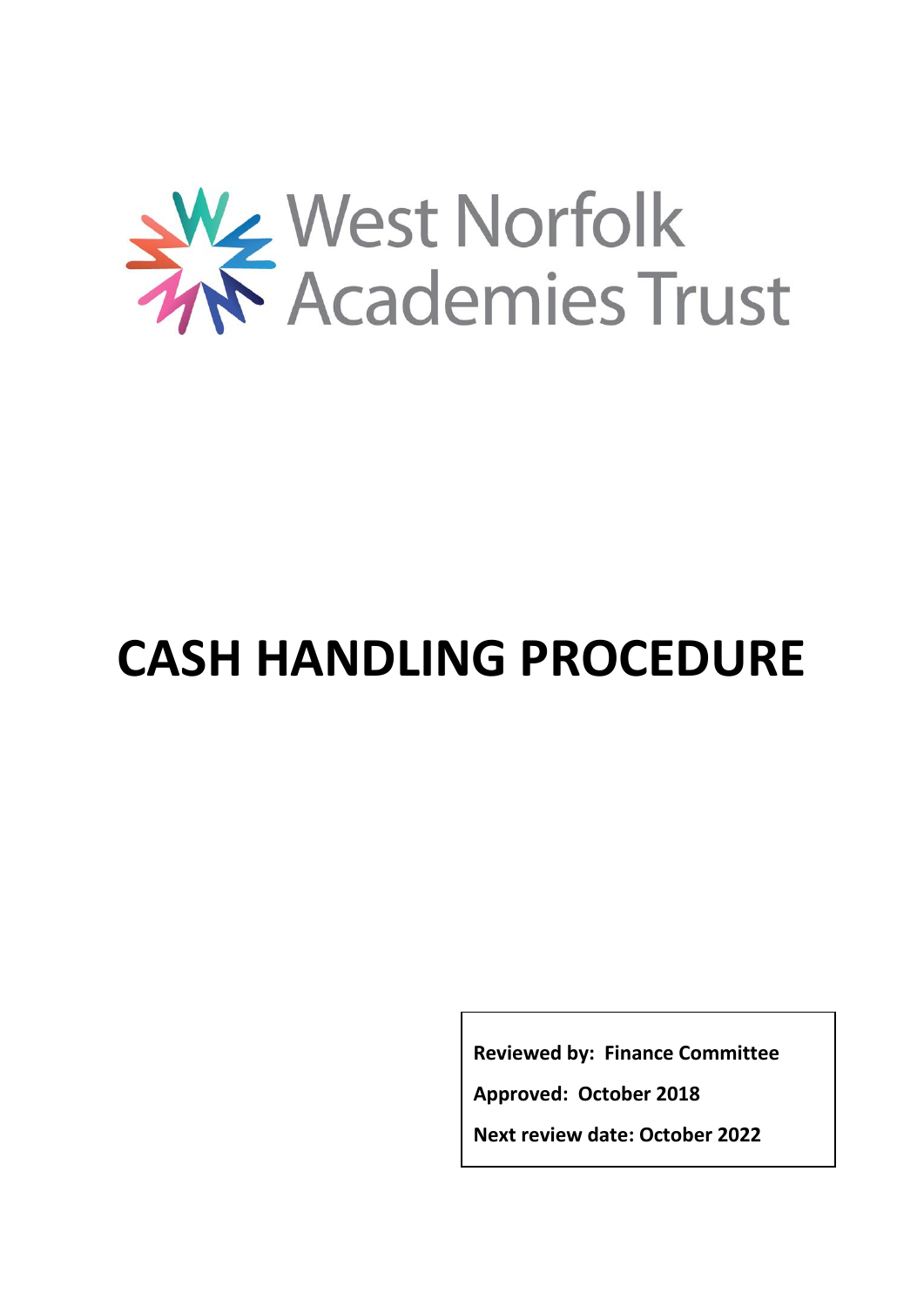West Norfolk Academies Trust

# CASH HANDLING PROCEDURE

**Reviewed by: Finance Committee**

**Approved: October 2018**

**Next review date: October 2022**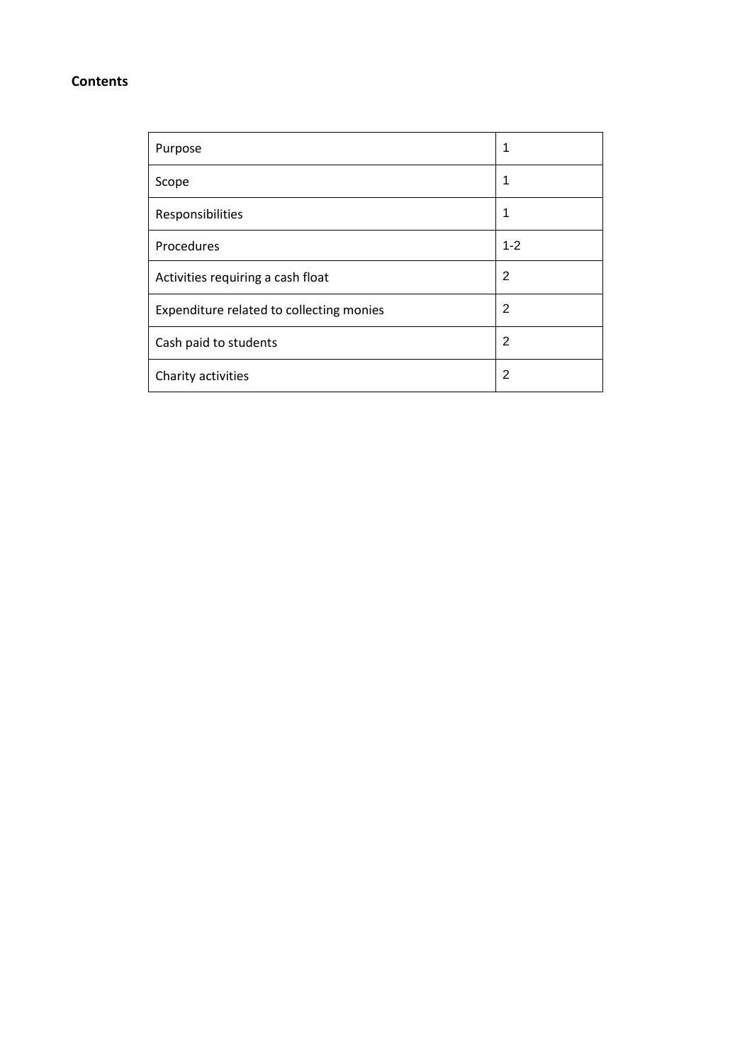**Contents**

| | |
|---|---|
| Purpose | 1 |
| Scope | 1 |
| Responsibilities | 1 |
| Procedures | 1-2 |
| Activities requiring a cash float | 2 |
| Expenditure related to collecting monies | 2 |
| Cash paid to students | 2 |
| Charity activities | 2 |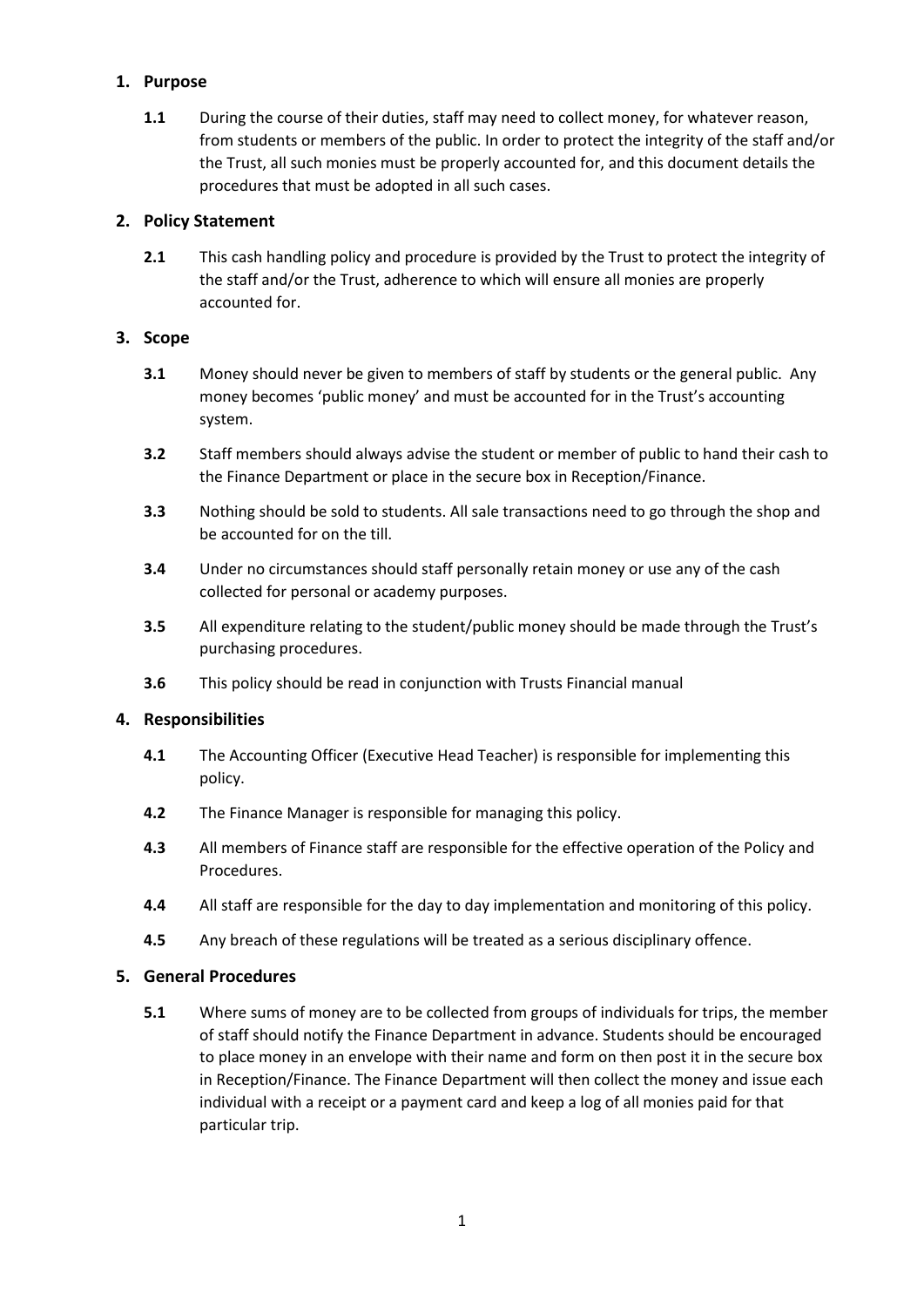## 1. Purpose

**1.1** During the course of their duties, staff may need to collect money, for whatever reason, from students or members of the public. In order to protect the integrity of the staff and/or the Trust, all such monies must be properly accounted for, and this document details the procedures that must be adopted in all such cases.

## 2. Policy Statement

**2.1** This cash handling policy and procedure is provided by the Trust to protect the integrity of the staff and/or the Trust, adherence to which will ensure all monies are properly accounted for.

## 3. Scope

**3.1** Money should never be given to members of staff by students or the general public. Any money becomes 'public money' and must be accounted for in the Trust's accounting system.

**3.2** Staff members should always advise the student or member of public to hand their cash to the Finance Department or place in the secure box in Reception/Finance.

**3.3** Nothing should be sold to students. All sale transactions need to go through the shop and be accounted for on the till.

**3.4** Under no circumstances should staff personally retain money or use any of the cash collected for personal or academy purposes.

**3.5** All expenditure relating to the student/public money should be made through the Trust's purchasing procedures.

**3.6** This policy should be read in conjunction with Trusts Financial manual

## 4. Responsibilities

**4.1** The Accounting Officer (Executive Head Teacher) is responsible for implementing this policy.

**4.2** The Finance Manager is responsible for managing this policy.

**4.3** All members of Finance staff are responsible for the effective operation of the Policy and Procedures.

**4.4** All staff are responsible for the day to day implementation and monitoring of this policy.

**4.5** Any breach of these regulations will be treated as a serious disciplinary offence.

## 5. General Procedures

**5.1** Where sums of money are to be collected from groups of individuals for trips, the member of staff should notify the Finance Department in advance. Students should be encouraged to place money in an envelope with their name and form on then post it in the secure box in Reception/Finance. The Finance Department will then collect the money and issue each individual with a receipt or a payment card and keep a log of all monies paid for that particular trip.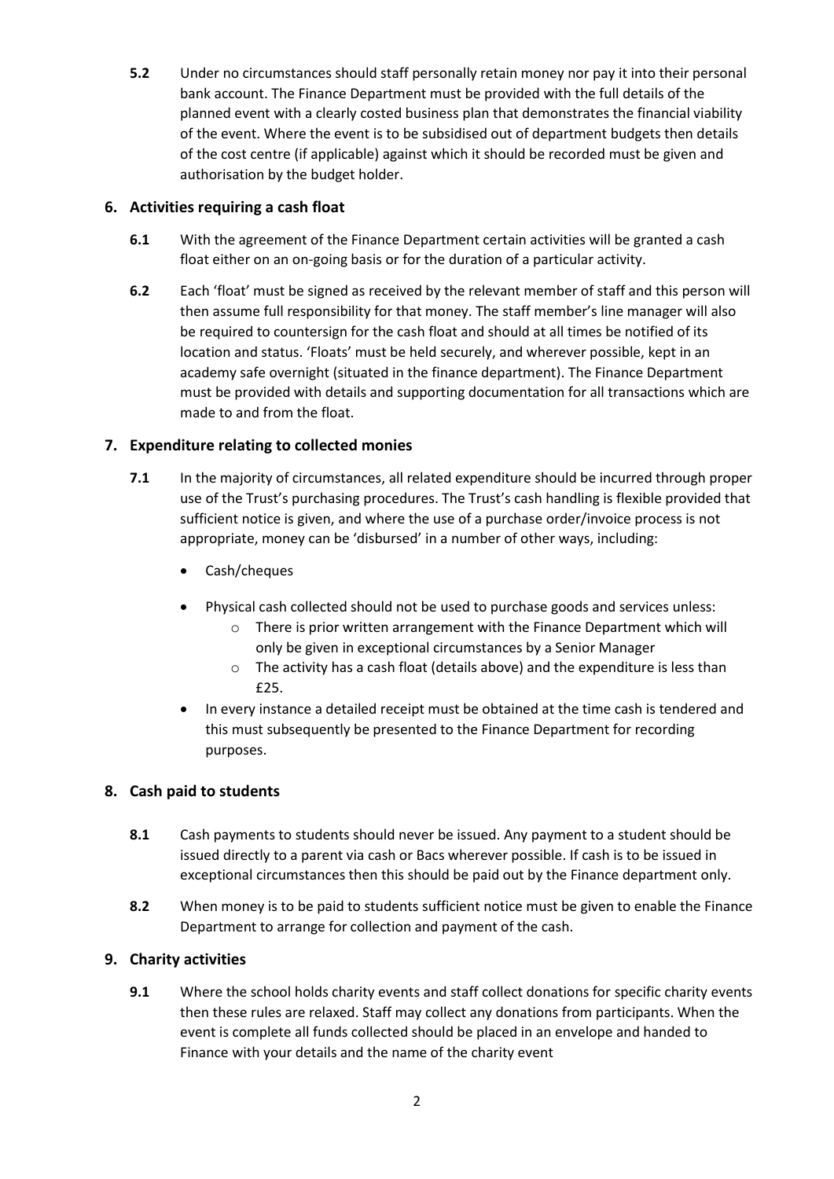**5.2** Under no circumstances should staff personally retain money nor pay it into their personal bank account. The Finance Department must be provided with the full details of the planned event with a clearly costed business plan that demonstrates the financial viability of the event. Where the event is to be subsidised out of department budgets then details of the cost centre (if applicable) against which it should be recorded must be given and authorisation by the budget holder.

## 6. Activities requiring a cash float

**6.1** With the agreement of the Finance Department certain activities will be granted a cash float either on an on-going basis or for the duration of a particular activity.

**6.2** Each 'float' must be signed as received by the relevant member of staff and this person will then assume full responsibility for that money. The staff member's line manager will also be required to countersign for the cash float and should at all times be notified of its location and status. 'Floats' must be held securely, and wherever possible, kept in an academy safe overnight (situated in the finance department). The Finance Department must be provided with details and supporting documentation for all transactions which are made to and from the float.

## 7. Expenditure relating to collected monies

**7.1** In the majority of circumstances, all related expenditure should be incurred through proper use of the Trust's purchasing procedures. The Trust's cash handling is flexible provided that sufficient notice is given, and where the use of a purchase order/invoice process is not appropriate, money can be 'disbursed' in a number of other ways, including:

- Cash/cheques
- Physical cash collected should not be used to purchase goods and services unless:
  - There is prior written arrangement with the Finance Department which will only be given in exceptional circumstances by a Senior Manager
  - The activity has a cash float (details above) and the expenditure is less than £25.
- In every instance a detailed receipt must be obtained at the time cash is tendered and this must subsequently be presented to the Finance Department for recording purposes.

## 8. Cash paid to students

**8.1** Cash payments to students should never be issued. Any payment to a student should be issued directly to a parent via cash or Bacs wherever possible. If cash is to be issued in exceptional circumstances then this should be paid out by the Finance department only.

**8.2** When money is to be paid to students sufficient notice must be given to enable the Finance Department to arrange for collection and payment of the cash.

## 9. Charity activities

**9.1** Where the school holds charity events and staff collect donations for specific charity events then these rules are relaxed. Staff may collect any donations from participants. When the event is complete all funds collected should be placed in an envelope and handed to Finance with your details and the name of the charity event